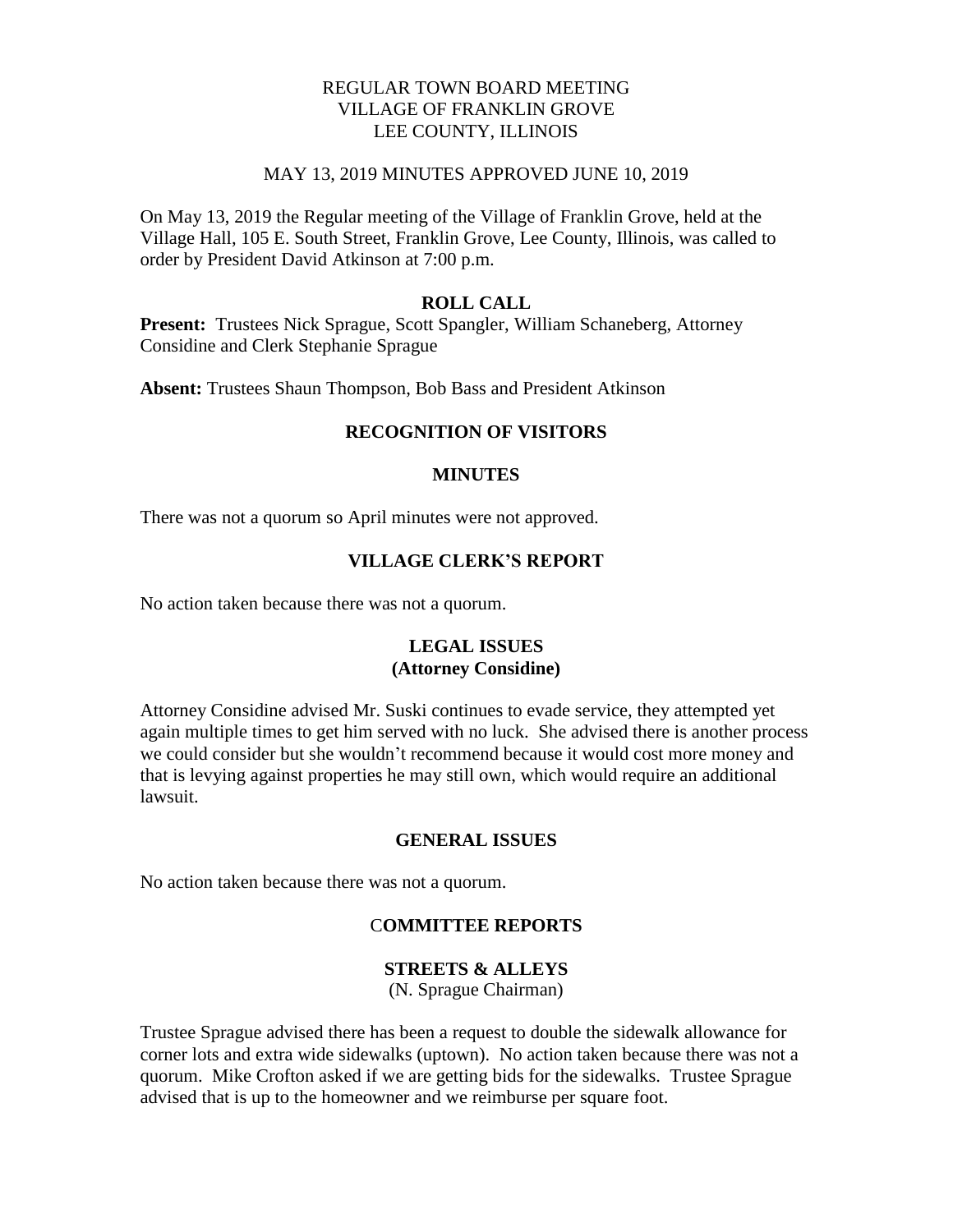REGULAR TOWN BOARD MEETING
VILLAGE OF FRANKLIN GROVE
LEE COUNTY, ILLINOIS

MAY 13, 2019 MINUTES APPROVED JUNE 10, 2019

On May 13, 2019 the Regular meeting of the Village of Franklin Grove, held at the Village Hall, 105 E. South Street, Franklin Grove, Lee County, Illinois, was called to order by President David Atkinson at 7:00 p.m.

## ROLL CALL

**Present:** Trustees Nick Sprague, Scott Spangler, William Schaneberg, Attorney Considine and Clerk Stephanie Sprague

**Absent:** Trustees Shaun Thompson, Bob Bass and President Atkinson

## RECOGNITION OF VISITORS

## MINUTES

There was not a quorum so April minutes were not approved.

## VILLAGE CLERK'S REPORT

No action taken because there was not a quorum.

## LEGAL ISSUES
**(Attorney Considine)**

Attorney Considine advised Mr. Suski continues to evade service, they attempted yet again multiple times to get him served with no luck. She advised there is another process we could consider but she wouldn't recommend because it would cost more money and that is levying against properties he may still own, which would require an additional lawsuit.

## GENERAL ISSUES

No action taken because there was not a quorum.

## COMMITTEE REPORTS

### STREETS & ALLEYS
(N. Sprague Chairman)

Trustee Sprague advised there has been a request to double the sidewalk allowance for corner lots and extra wide sidewalks (uptown). No action taken because there was not a quorum. Mike Crofton asked if we are getting bids for the sidewalks. Trustee Sprague advised that is up to the homeowner and we reimburse per square foot.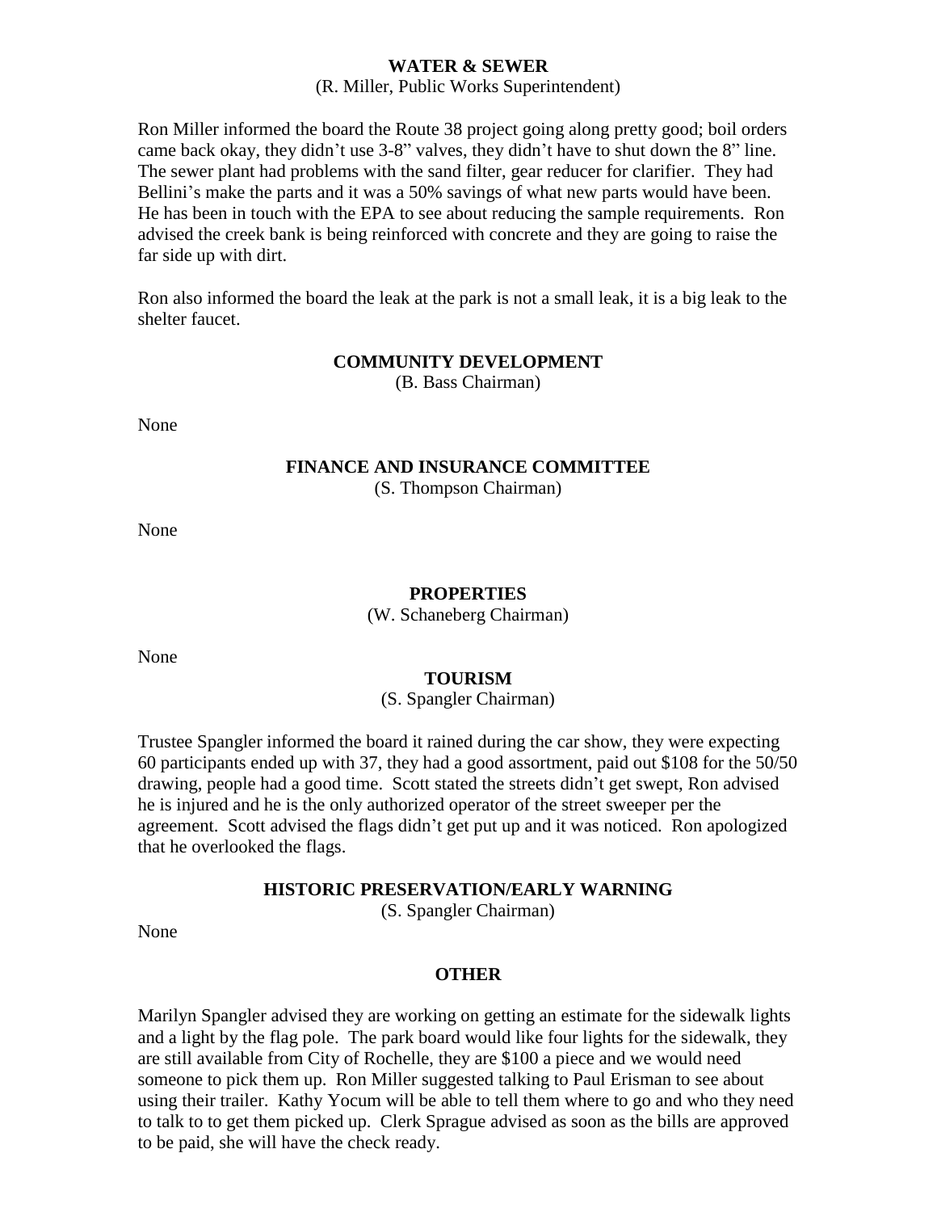## WATER & SEWER

(R. Miller, Public Works Superintendent)

Ron Miller informed the board the Route 38 project going along pretty good; boil orders came back okay, they didn't use 3-8" valves, they didn't have to shut down the 8" line. The sewer plant had problems with the sand filter, gear reducer for clarifier. They had Bellini's make the parts and it was a 50% savings of what new parts would have been. He has been in touch with the EPA to see about reducing the sample requirements. Ron advised the creek bank is being reinforced with concrete and they are going to raise the far side up with dirt.

Ron also informed the board the leak at the park is not a small leak, it is a big leak to the shelter faucet.

## COMMUNITY DEVELOPMENT

(B. Bass Chairman)

None

## FINANCE AND INSURANCE COMMITTEE

(S. Thompson Chairman)

None

## PROPERTIES

(W. Schaneberg Chairman)

None

## TOURISM

(S. Spangler Chairman)

Trustee Spangler informed the board it rained during the car show, they were expecting 60 participants ended up with 37, they had a good assortment, paid out $108 for the 50/50 drawing, people had a good time. Scott stated the streets didn't get swept, Ron advised he is injured and he is the only authorized operator of the street sweeper per the agreement. Scott advised the flags didn't get put up and it was noticed. Ron apologized that he overlooked the flags.

## HISTORIC PRESERVATION/EARLY WARNING

(S. Spangler Chairman)

None

## OTHER

Marilyn Spangler advised they are working on getting an estimate for the sidewalk lights and a light by the flag pole. The park board would like four lights for the sidewalk, they are still available from City of Rochelle, they are $100 a piece and we would need someone to pick them up. Ron Miller suggested talking to Paul Erisman to see about using their trailer. Kathy Yocum will be able to tell them where to go and who they need to talk to to get them picked up. Clerk Sprague advised as soon as the bills are approved to be paid, she will have the check ready.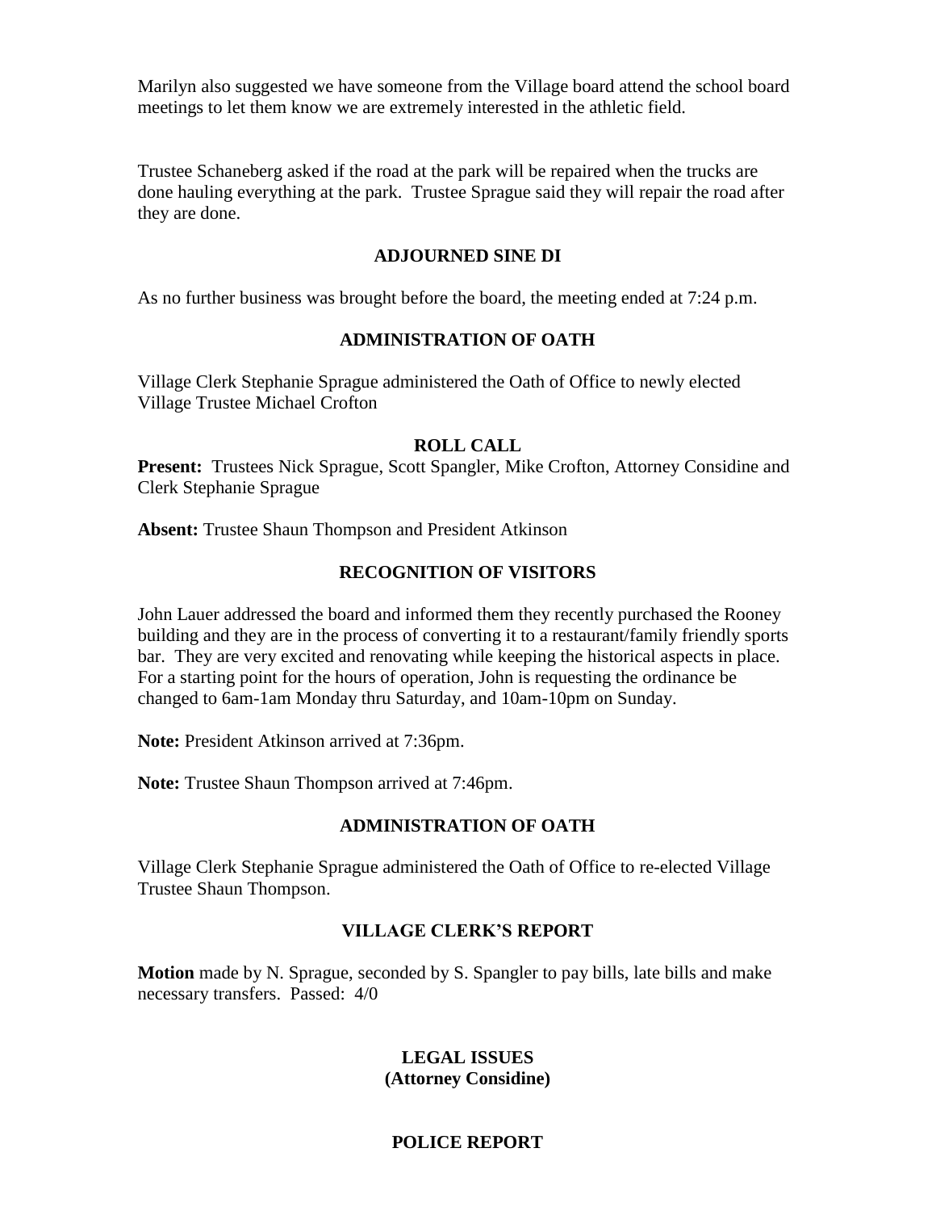Marilyn also suggested we have someone from the Village board attend the school board meetings to let them know we are extremely interested in the athletic field.

Trustee Schaneberg asked if the road at the park will be repaired when the trucks are done hauling everything at the park. Trustee Sprague said they will repair the road after they are done.

## ADJOURNED SINE DI

As no further business was brought before the board, the meeting ended at 7:24 p.m.

## ADMINISTRATION OF OATH

Village Clerk Stephanie Sprague administered the Oath of Office to newly elected Village Trustee Michael Crofton

## ROLL CALL

**Present:** Trustees Nick Sprague, Scott Spangler, Mike Crofton, Attorney Considine and Clerk Stephanie Sprague

**Absent:** Trustee Shaun Thompson and President Atkinson

## RECOGNITION OF VISITORS

John Lauer addressed the board and informed them they recently purchased the Rooney building and they are in the process of converting it to a restaurant/family friendly sports bar. They are very excited and renovating while keeping the historical aspects in place. For a starting point for the hours of operation, John is requesting the ordinance be changed to 6am-1am Monday thru Saturday, and 10am-10pm on Sunday.

**Note:** President Atkinson arrived at 7:36pm.

**Note:** Trustee Shaun Thompson arrived at 7:46pm.

## ADMINISTRATION OF OATH

Village Clerk Stephanie Sprague administered the Oath of Office to re-elected Village Trustee Shaun Thompson.

## VILLAGE CLERK'S REPORT

**Motion** made by N. Sprague, seconded by S. Spangler to pay bills, late bills and make necessary transfers. Passed: 4/0

## LEGAL ISSUES (Attorney Considine)

## POLICE REPORT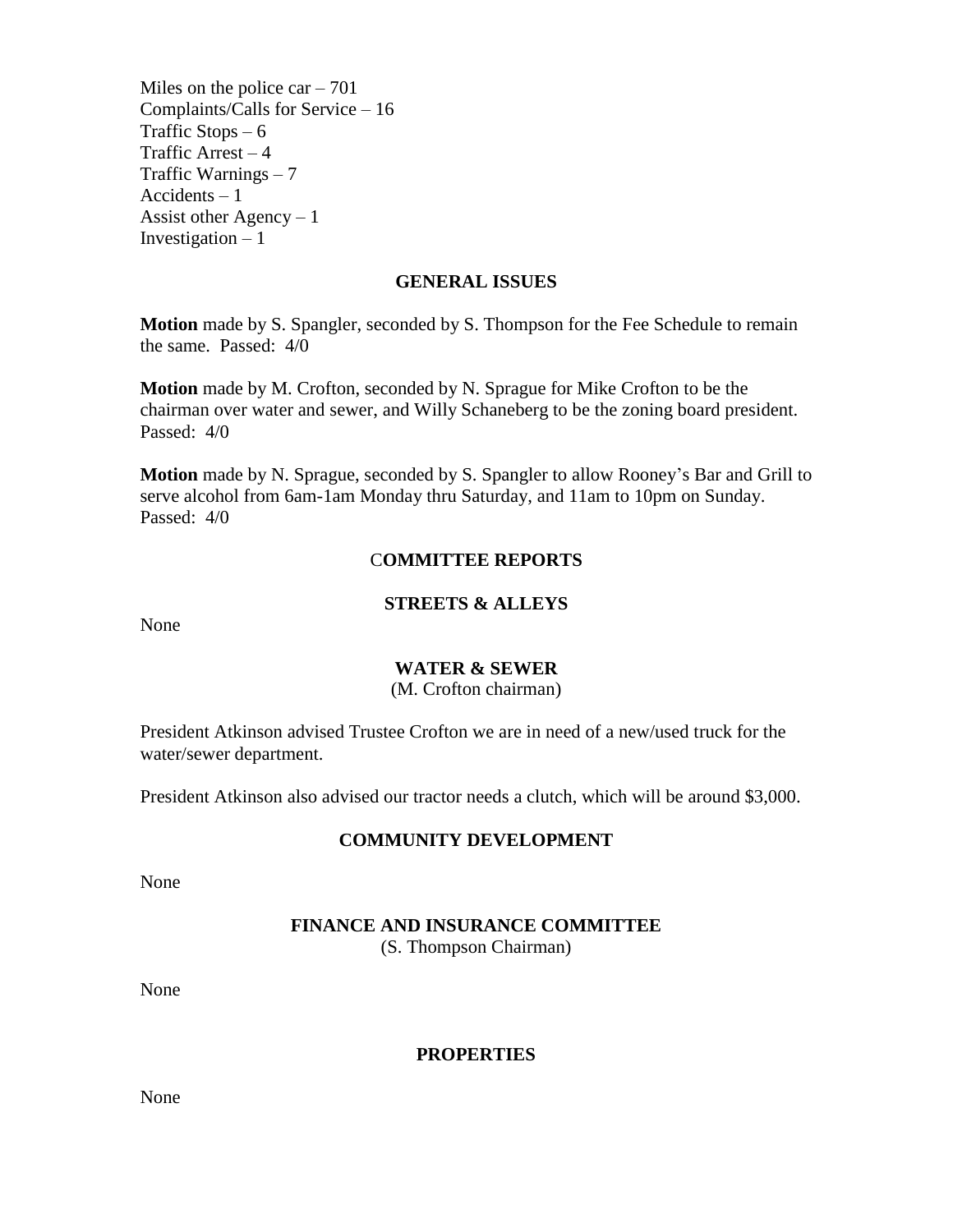Miles on the police car – 701
Complaints/Calls for Service – 16
Traffic Stops – 6
Traffic Arrest – 4
Traffic Warnings – 7
Accidents – 1
Assist other Agency – 1
Investigation – 1

## GENERAL ISSUES

**Motion** made by S. Spangler, seconded by S. Thompson for the Fee Schedule to remain the same. Passed: 4/0

**Motion** made by M. Crofton, seconded by N. Sprague for Mike Crofton to be the chairman over water and sewer, and Willy Schaneberg to be the zoning board president. Passed: 4/0

**Motion** made by N. Sprague, seconded by S. Spangler to allow Rooney's Bar and Grill to serve alcohol from 6am-1am Monday thru Saturday, and 11am to 10pm on Sunday. Passed: 4/0

## COMMITTEE REPORTS

### STREETS & ALLEYS

None

### WATER & SEWER

(M. Crofton chairman)

President Atkinson advised Trustee Crofton we are in need of a new/used truck for the water/sewer department.

President Atkinson also advised our tractor needs a clutch, which will be around $3,000.

### COMMUNITY DEVELOPMENT

None

### FINANCE AND INSURANCE COMMITTEE

(S. Thompson Chairman)

None

### PROPERTIES

None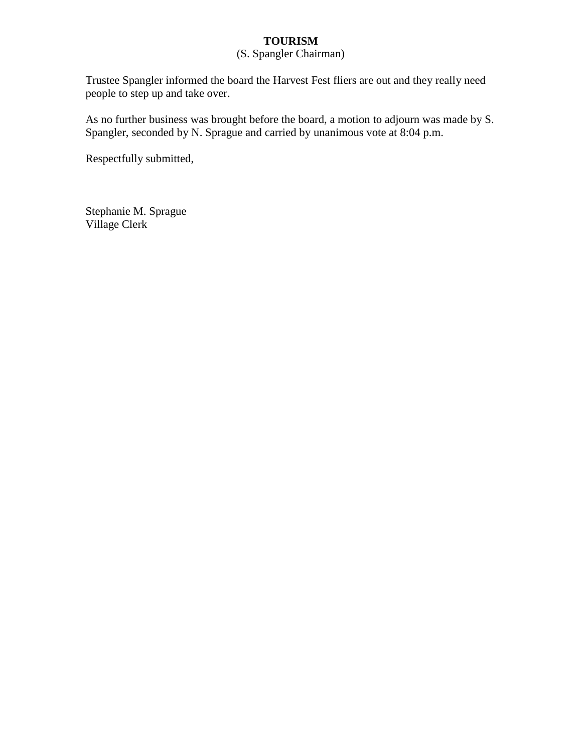**TOURISM**

(S. Spangler Chairman)

Trustee Spangler informed the board the Harvest Fest fliers are out and they really need people to step up and take over.

As no further business was brought before the board, a motion to adjourn was made by S. Spangler, seconded by N. Sprague and carried by unanimous vote at 8:04 p.m.

Respectfully submitted,

Stephanie M. Sprague
Village Clerk